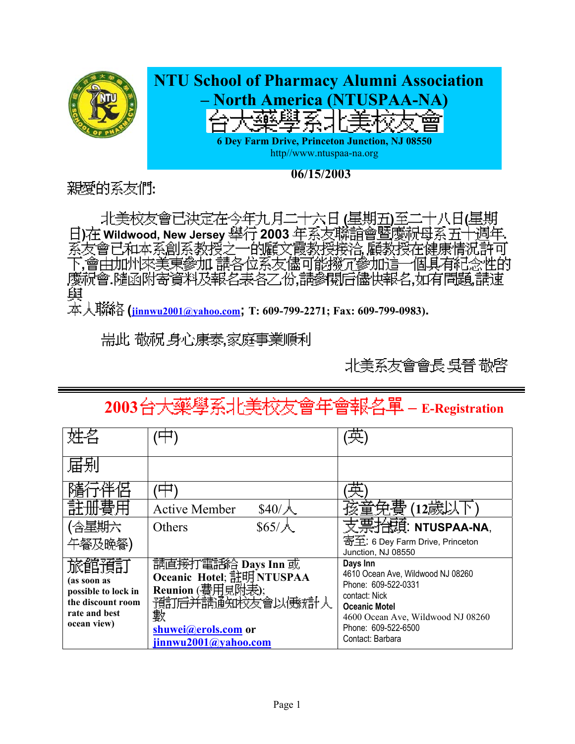# NTU School of Pharmacy Alumni Association – North America (NTUSPAA-NA)

# 台大藥學系北美校友會

**6 Dey Farm Drive, Princeton Junction, NJ 08550**

http//www.ntuspaa-na.org

**06/15/2003**

親愛的系友們:

北美校友會已決定在今年九月二十六日 (星期五)至二十八日(星期日)在 **Wildwood, New Jersey** 舉行 **2003** 年系友聯誼會暨慶祝母系五十週年. 系友會已和本系創系教授之一的顧文霞教授接洽, 顧教授在健康情況許可下,會由加州來美東參加.請各位系友儘可能撥冗參加這一個具有紀念性的慶祝會.隨函附寄資料及報名表各乙份,請參閱后儘快報名,如有問題,請速與本人聯絡 (jinnwu2001@yahoo.com; **T: 609-799-2271; Fax: 609-799-0983).**

耑此 敬祝 身心康泰,家庭事業順利

北美系友會會長 吳晉 敬啟

---

## 2003台大藥學系北美校友會年會報名單 – E-Registration

| 姓名 | (中) | (英) |
|---|---|---|
| 屆別 | | |
| 隨行伴侶 | (中) | (英) |
| 註冊費用 | Active Member $40/人 | 孩童免費 (12歲以下) |
| (含星期六午餐及晚餐) | Others $65/人 | 支票抬頭: **NTUSPAA-NA**, 寄至: 6 Dey Farm Drive, Princeton Junction, NJ 08550 |
| 旅館預訂 **(as soon as possible to lock in the discount room rate and best ocean view)** | 請直接打電話給 **Days Inn** 或 **Oceanic Hotel**; 註明 **NTUSPAA Reunion** (費用見附表); 預訂后并請通知校友會以便統計人數 shuwei@erols.com or jinnwu2001@yahoo.com | **Days Inn** 4610 Ocean Ave, Wildwood NJ 08260 Phone: 609-522-0331 contact: Nick **Oceanic Motel** 4600 Ocean Ave, Wildwood NJ 08260 Phone: 609-522-6500 Contact: Barbara |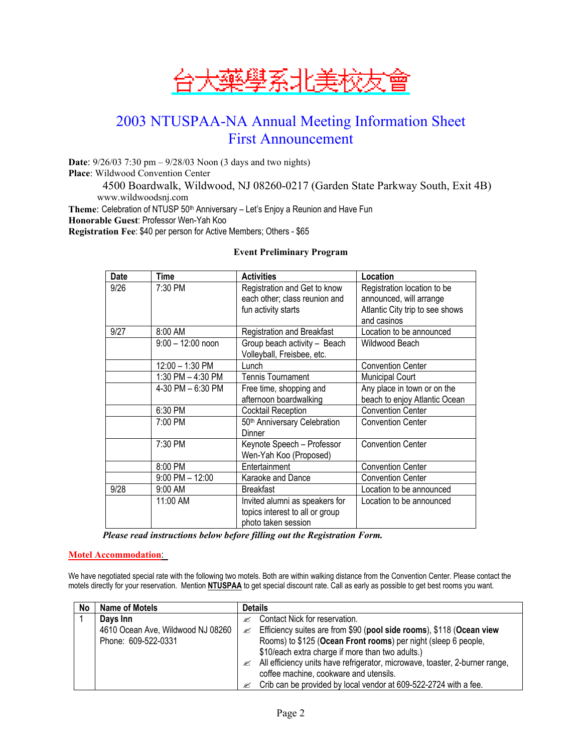# 台大藥學系北美校友會

## 2003 NTUSPAA-NA Annual Meeting Information Sheet
## First Announcement

**Date**: 9/26/03 7:30 pm – 9/28/03 Noon (3 days and two nights)
**Place**: Wildwood Convention Center
4500 Boardwalk, Wildwood, NJ 08260-0217 (Garden State Parkway South, Exit 4B)
www.wildwoodsnj.com
**Theme**: Celebration of NTUSP 50th Anniversary – Let's Enjoy a Reunion and Have Fun
**Honorable Guest**: Professor Wen-Yah Koo
**Registration Fee**: $40 per person for Active Members; Others - $65

**Event Preliminary Program**

| Date | Time | Activities | Location |
|---|---|---|---|
| 9/26 | 7:30 PM | Registration and Get to know each other; class reunion and fun activity starts | Registration location to be announced, will arrange Atlantic City trip to see shows and casinos |
| 9/27 | 8:00 AM | Registration and Breakfast | Location to be announced |
| | 9:00 – 12:00 noon | Group beach activity – Beach Volleyball, Freisbee, etc. | Wildwood Beach |
| | 12:00 – 1:30 PM | Lunch | Convention Center |
| | 1:30 PM – 4:30 PM | Tennis Tournament | Municipal Court |
| | 4-30 PM – 6:30 PM | Free time, shopping and afternoon boardwalking | Any place in town or on the beach to enjoy Atlantic Ocean |
| | 6:30 PM | Cocktail Reception | Convention Center |
| | 7:00 PM | 50th Anniversary Celebration Dinner | Convention Center |
| | 7:30 PM | Keynote Speech – Professor Wen-Yah Koo (Proposed) | Convention Center |
| | 8:00 PM | Entertainment | Convention Center |
| | 9:00 PM – 12:00 | Karaoke and Dance | Convention Center |
| 9/28 | 9:00 AM | Breakfast | Location to be announced |
| | 11:00 AM | Invited alumni as speakers for topics interest to all or group photo taken session | Location to be announced |

***Please read instructions below before filling out the Registration Form.***

**Motel Accommodation**:

We have negotiated special rate with the following two motels. Both are within walking distance from the Convention Center. Please contact the motels directly for your reservation. Mention **NTUSPAA** to get special discount rate. Call as early as possible to get best rooms you want.

| No | Name of Motels | Details |
|---|---|---|
| 1 | **Days Inn**<br>4610 Ocean Ave, Wildwood NJ 08260<br>Phone: 609-522-0331 | ✍ Contact Nick for reservation.<br>✍ Efficiency suites are from $90 (**pool side rooms**), $118 (**Ocean view** Rooms) to $125 (**Ocean Front rooms**) per night (sleep 6 people, $10/each extra charge if more than two adults.)<br>✍ All efficiency units have refrigerator, microwave, toaster, 2-burner range, coffee machine, cookware and utensils.<br>✍ Crib can be provided by local vendor at 609-522-2724 with a fee. |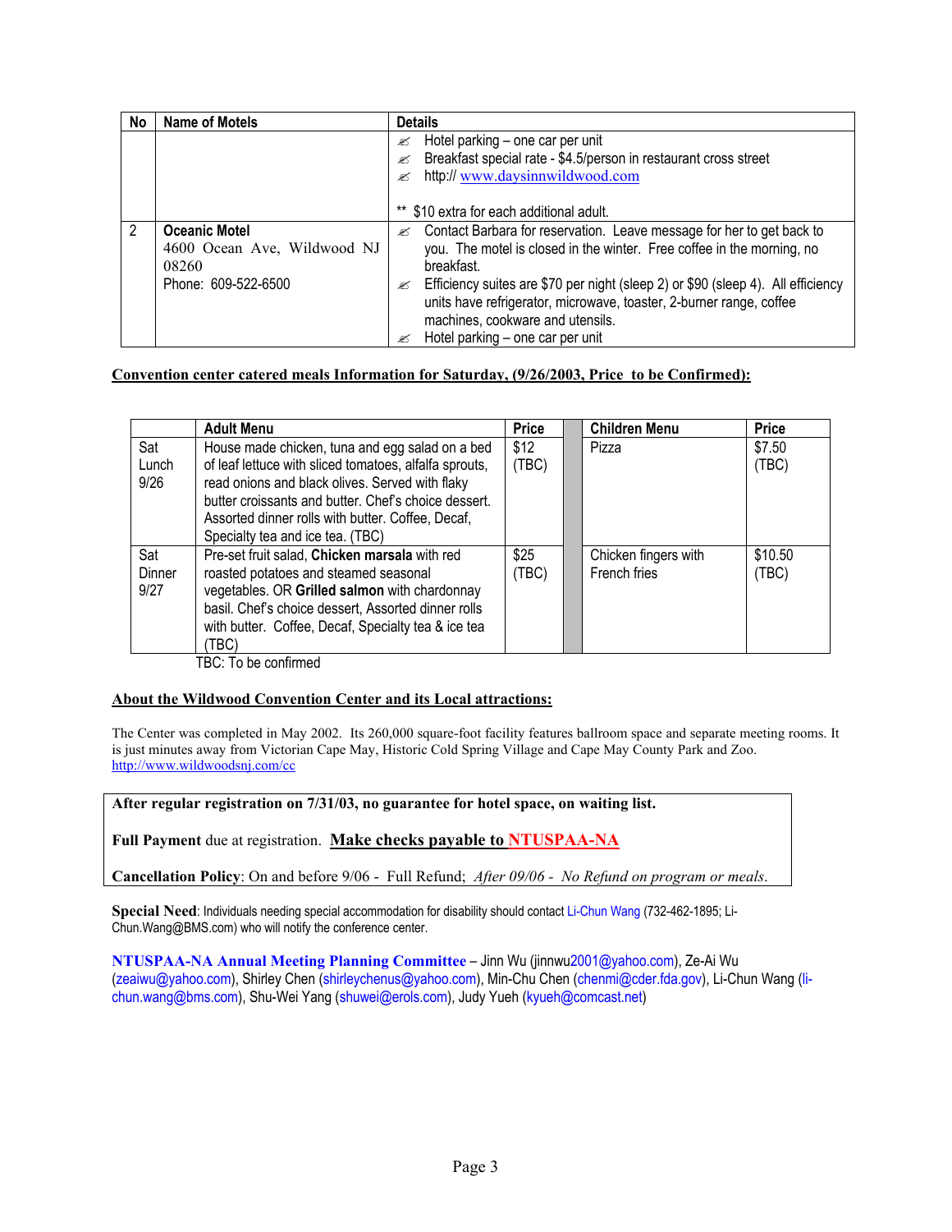| No | Name of Motels | Details |
|---|---|---|
| | | ✍ Hotel parking – one car per unit<br>✍ Breakfast special rate - $4.5/person in restaurant cross street<br>✍ http:// www.daysinnwildwood.com<br><br>** $10 extra for each additional adult. |
| 2 | **Oceanic Motel**<br>4600 Ocean Ave, Wildwood NJ 08260<br>Phone: 609-522-6500 | ✍ Contact Barbara for reservation. Leave message for her to get back to you. The motel is closed in the winter. Free coffee in the morning, no breakfast.<br>✍ Efficiency suites are $70 per night (sleep 2) or $90 (sleep 4). All efficiency units have refrigerator, microwave, toaster, 2-burner range, coffee machines, cookware and utensils.<br>✍ Hotel parking – one car per unit |

**Convention center catered meals Information for Saturday, (9/26/2003, Price to be Confirmed):**

| | Adult Menu | Price | | Children Menu | Price |
|---|---|---|---|---|---|
| Sat Lunch 9/26 | House made chicken, tuna and egg salad on a bed of leaf lettuce with sliced tomatoes, alfalfa sprouts, read onions and black olives. Served with flaky butter croissants and butter. Chef's choice dessert. Assorted dinner rolls with butter. Coffee, Decaf, Specialty tea and ice tea. (TBC) | $12 (TBC) | | Pizza | $7.50 (TBC) |
| Sat Dinner 9/27 | Pre-set fruit salad, **Chicken marsala** with red roasted potatoes and steamed seasonal vegetables. OR **Grilled salmon** with chardonnay basil. Chef's choice dessert, Assorted dinner rolls with butter. Coffee, Decaf, Specialty tea & ice tea (TBC) | $25 (TBC) | | Chicken fingers with French fries | $10.50 (TBC) |

TBC: To be confirmed

**About the Wildwood Convention Center and its Local attractions:**

The Center was completed in May 2002. Its 260,000 square-foot facility features ballroom space and separate meeting rooms. It is just minutes away from Victorian Cape May, Historic Cold Spring Village and Cape May County Park and Zoo. http://www.wildwoodsnj.com/cc

**After regular registration on 7/31/03, no guarantee for hotel space, on waiting list.**

**Full Payment** due at registration. **Make checks payable to NTUSPAA-NA**

**Cancellation Policy**: On and before 9/06 - Full Refund; *After 09/06 - No Refund on program or meals.*

**Special Need**: Individuals needing special accommodation for disability should contact Li-Chun Wang (732-462-1895; Li-Chun.Wang@BMS.com) who will notify the conference center.

**NTUSPAA-NA Annual Meeting Planning Committee** – Jinn Wu (jinnwu2001@yahoo.com), Ze-Ai Wu (zeaiwu@yahoo.com), Shirley Chen (shirleychenus@yahoo.com), Min-Chu Chen (chenmi@cder.fda.gov), Li-Chun Wang (li-chun.wang@bms.com), Shu-Wei Yang (shuwei@erols.com), Judy Yueh (kyueh@comcast.net)